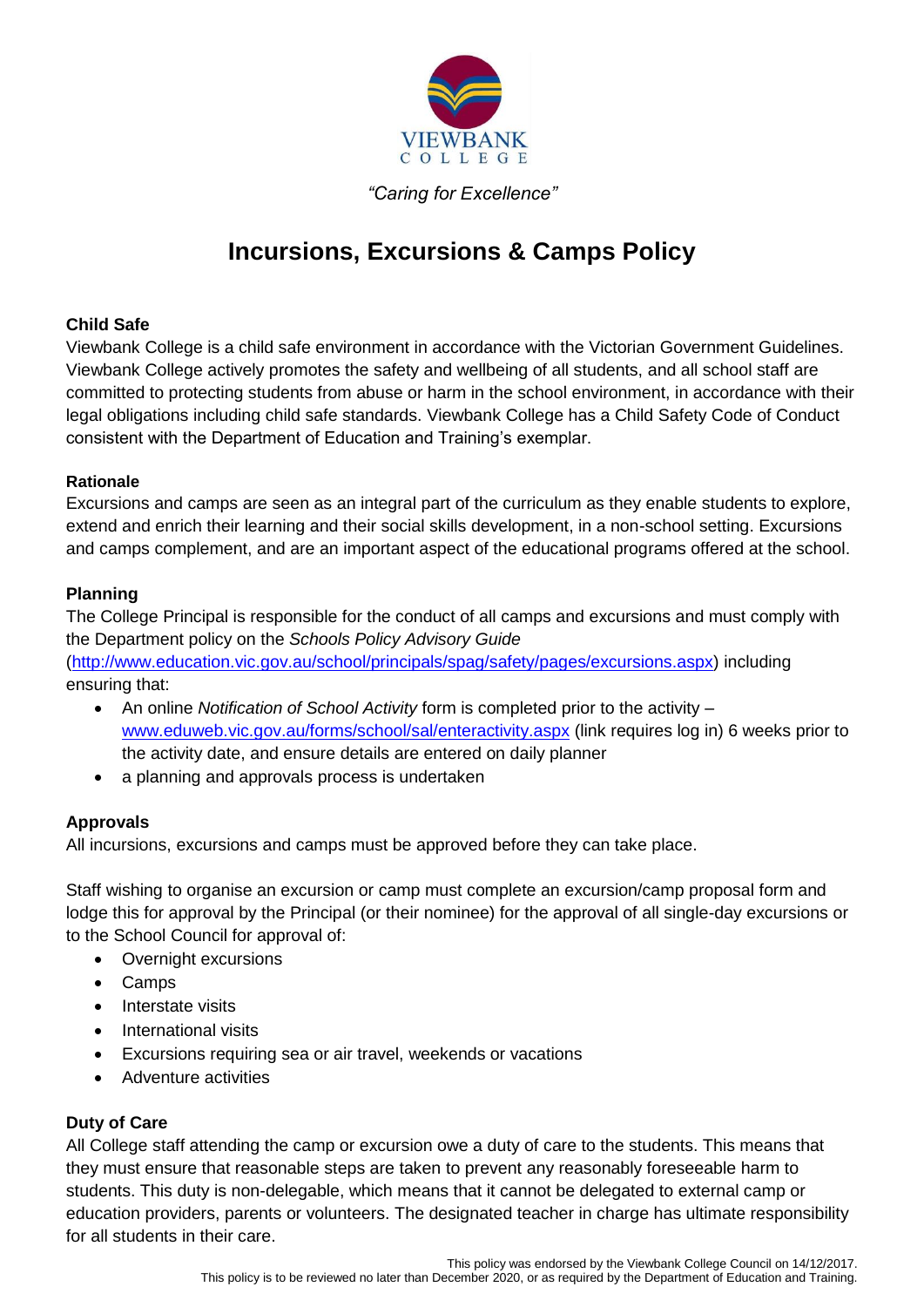VIEWBANK
COLLEGE

*"Caring for Excellence"*

# Incursions, Excursions & Camps Policy

**Child Safe**

Viewbank College is a child safe environment in accordance with the Victorian Government Guidelines. Viewbank College actively promotes the safety and wellbeing of all students, and all school staff are committed to protecting students from abuse or harm in the school environment, in accordance with their legal obligations including child safe standards. Viewbank College has a Child Safety Code of Conduct consistent with the Department of Education and Training's exemplar.

**Rationale**

Excursions and camps are seen as an integral part of the curriculum as they enable students to explore, extend and enrich their learning and their social skills development, in a non-school setting. Excursions and camps complement, and are an important aspect of the educational programs offered at the school.

**Planning**

The College Principal is responsible for the conduct of all camps and excursions and must comply with the Department policy on the *Schools Policy Advisory Guide* (http://www.education.vic.gov.au/school/principals/spag/safety/pages/excursions.aspx) including ensuring that:

- An online *Notification of School Activity* form is completed prior to the activity – www.eduweb.vic.gov.au/forms/school/sal/enteractivity.aspx (link requires log in) 6 weeks prior to the activity date, and ensure details are entered on daily planner
- a planning and approvals process is undertaken

**Approvals**

All incursions, excursions and camps must be approved before they can take place.

Staff wishing to organise an excursion or camp must complete an excursion/camp proposal form and lodge this for approval by the Principal (or their nominee) for the approval of all single-day excursions or to the School Council for approval of:

- Overnight excursions
- Camps
- Interstate visits
- International visits
- Excursions requiring sea or air travel, weekends or vacations
- Adventure activities

**Duty of Care**

All College staff attending the camp or excursion owe a duty of care to the students. This means that they must ensure that reasonable steps are taken to prevent any reasonably foreseeable harm to students. This duty is non-delegable, which means that it cannot be delegated to external camp or education providers, parents or volunteers. The designated teacher in charge has ultimate responsibility for all students in their care.

This policy was endorsed by the Viewbank College Council on 14/12/2017.
This policy is to be reviewed no later than December 2020, or as required by the Department of Education and Training.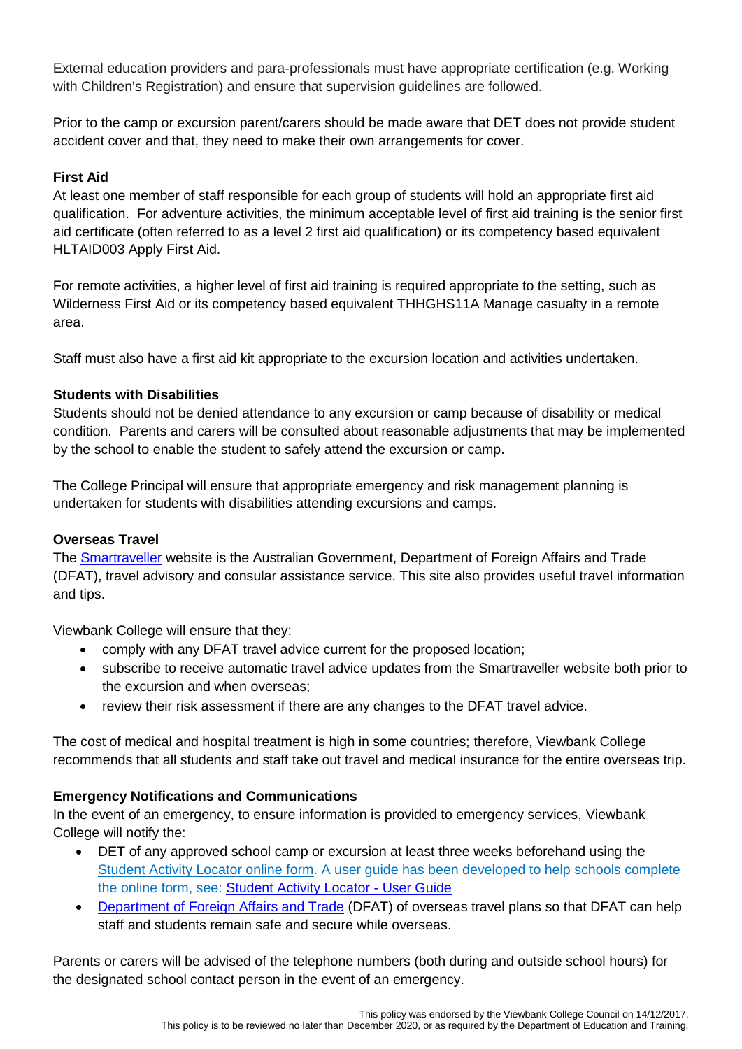External education providers and para-professionals must have appropriate certification (e.g. Working with Children's Registration) and ensure that supervision guidelines are followed.

Prior to the camp or excursion parent/carers should be made aware that DET does not provide student accident cover and that, they need to make their own arrangements for cover.

**First Aid**

At least one member of staff responsible for each group of students will hold an appropriate first aid qualification. For adventure activities, the minimum acceptable level of first aid training is the senior first aid certificate (often referred to as a level 2 first aid qualification) or its competency based equivalent HLTAID003 Apply First Aid.

For remote activities, a higher level of first aid training is required appropriate to the setting, such as Wilderness First Aid or its competency based equivalent THHGHS11A Manage casualty in a remote area.

Staff must also have a first aid kit appropriate to the excursion location and activities undertaken.

**Students with Disabilities**

Students should not be denied attendance to any excursion or camp because of disability or medical condition. Parents and carers will be consulted about reasonable adjustments that may be implemented by the school to enable the student to safely attend the excursion or camp.

The College Principal will ensure that appropriate emergency and risk management planning is undertaken for students with disabilities attending excursions and camps.

**Overseas Travel**

The Smartraveller website is the Australian Government, Department of Foreign Affairs and Trade (DFAT), travel advisory and consular assistance service. This site also provides useful travel information and tips.

Viewbank College will ensure that they:

- comply with any DFAT travel advice current for the proposed location;
- subscribe to receive automatic travel advice updates from the Smartraveller website both prior to the excursion and when overseas;
- review their risk assessment if there are any changes to the DFAT travel advice.

The cost of medical and hospital treatment is high in some countries; therefore, Viewbank College recommends that all students and staff take out travel and medical insurance for the entire overseas trip.

**Emergency Notifications and Communications**

In the event of an emergency, to ensure information is provided to emergency services, Viewbank College will notify the:

- DET of any approved school camp or excursion at least three weeks beforehand using the Student Activity Locator online form. A user guide has been developed to help schools complete the online form, see: Student Activity Locator - User Guide
- Department of Foreign Affairs and Trade (DFAT) of overseas travel plans so that DFAT can help staff and students remain safe and secure while overseas.

Parents or carers will be advised of the telephone numbers (both during and outside school hours) for the designated school contact person in the event of an emergency.

This policy was endorsed by the Viewbank College Council on 14/12/2017.
This policy is to be reviewed no later than December 2020, or as required by the Department of Education and Training.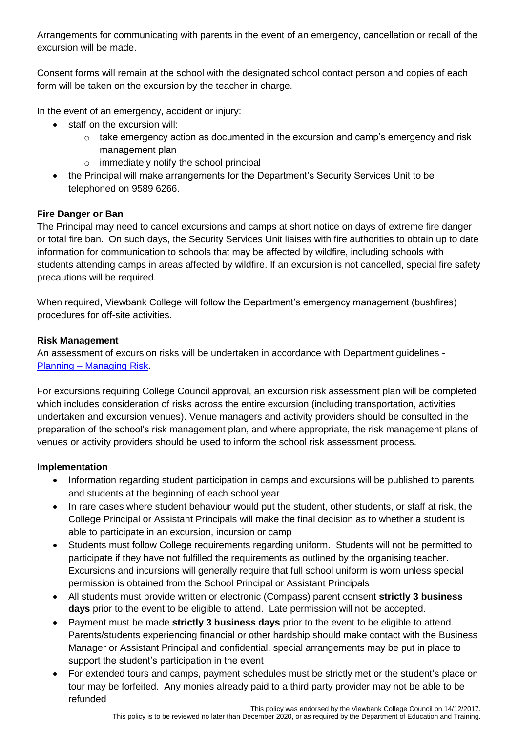Arrangements for communicating with parents in the event of an emergency, cancellation or recall of the excursion will be made.

Consent forms will remain at the school with the designated school contact person and copies of each form will be taken on the excursion by the teacher in charge.

In the event of an emergency, accident or injury:

- staff on the excursion will:
  - take emergency action as documented in the excursion and camp's emergency and risk management plan
  - immediately notify the school principal
- the Principal will make arrangements for the Department's Security Services Unit to be telephoned on 9589 6266.

**Fire Danger or Ban**

The Principal may need to cancel excursions and camps at short notice on days of extreme fire danger or total fire ban. On such days, the Security Services Unit liaises with fire authorities to obtain up to date information for communication to schools that may be affected by wildfire, including schools with students attending camps in areas affected by wildfire. If an excursion is not cancelled, special fire safety precautions will be required.

When required, Viewbank College will follow the Department's emergency management (bushfires) procedures for off-site activities.

**Risk Management**

An assessment of excursion risks will be undertaken in accordance with Department guidelines - Planning – Managing Risk.

For excursions requiring College Council approval, an excursion risk assessment plan will be completed which includes consideration of risks across the entire excursion (including transportation, activities undertaken and excursion venues). Venue managers and activity providers should be consulted in the preparation of the school's risk management plan, and where appropriate, the risk management plans of venues or activity providers should be used to inform the school risk assessment process.

**Implementation**

- Information regarding student participation in camps and excursions will be published to parents and students at the beginning of each school year
- In rare cases where student behaviour would put the student, other students, or staff at risk, the College Principal or Assistant Principals will make the final decision as to whether a student is able to participate in an excursion, incursion or camp
- Students must follow College requirements regarding uniform. Students will not be permitted to participate if they have not fulfilled the requirements as outlined by the organising teacher. Excursions and incursions will generally require that full school uniform is worn unless special permission is obtained from the School Principal or Assistant Principals
- All students must provide written or electronic (Compass) parent consent **strictly 3 business days** prior to the event to be eligible to attend. Late permission will not be accepted.
- Payment must be made **strictly 3 business days** prior to the event to be eligible to attend. Parents/students experiencing financial or other hardship should make contact with the Business Manager or Assistant Principal and confidential, special arrangements may be put in place to support the student's participation in the event
- For extended tours and camps, payment schedules must be strictly met or the student's place on tour may be forfeited. Any monies already paid to a third party provider may not be able to be refunded

This policy was endorsed by the Viewbank College Council on 14/12/2017.
This policy is to be reviewed no later than December 2020, or as required by the Department of Education and Training.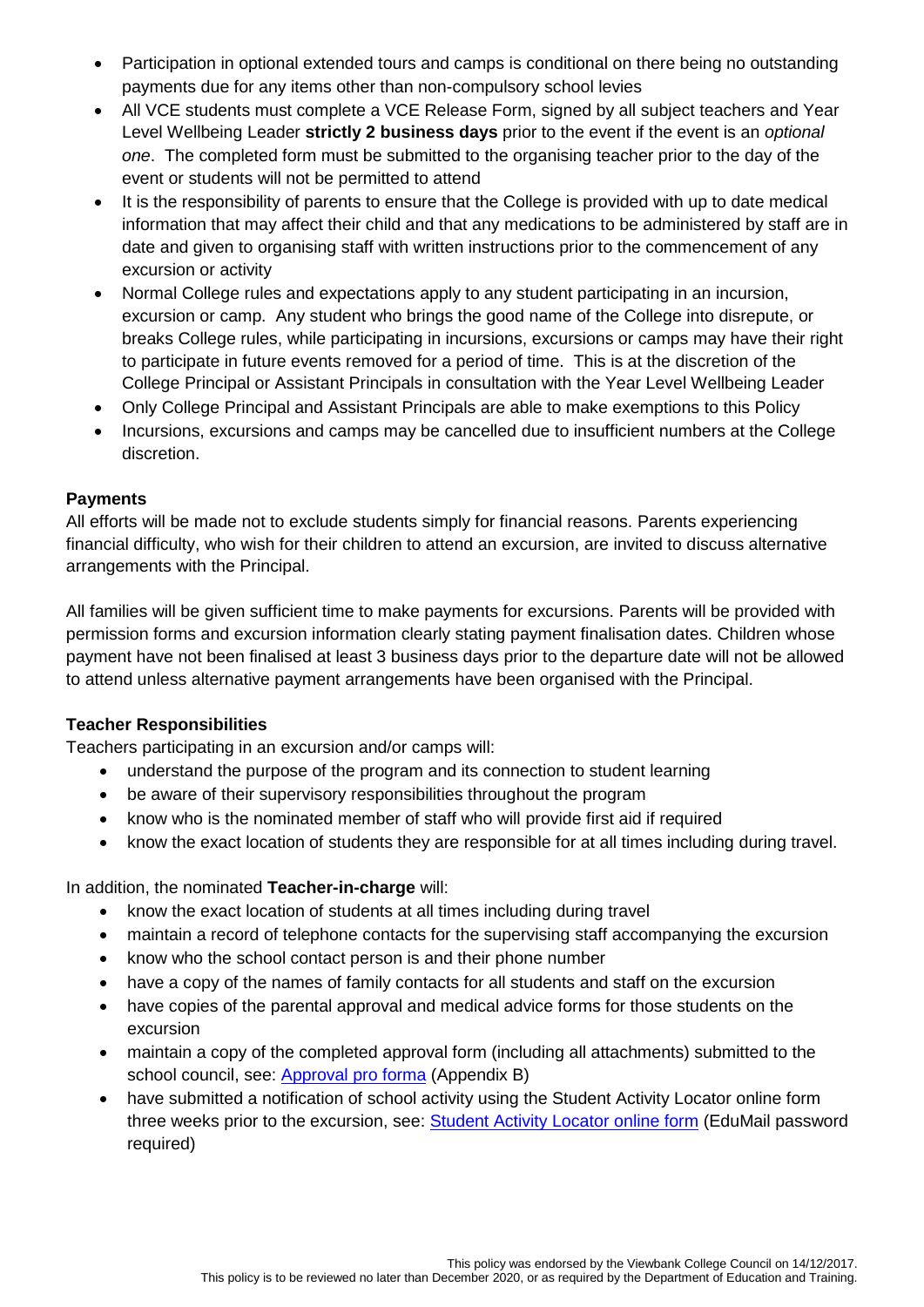- Participation in optional extended tours and camps is conditional on there being no outstanding payments due for any items other than non-compulsory school levies
- All VCE students must complete a VCE Release Form, signed by all subject teachers and Year Level Wellbeing Leader **strictly 2 business days** prior to the event if the event is an *optional one*. The completed form must be submitted to the organising teacher prior to the day of the event or students will not be permitted to attend
- It is the responsibility of parents to ensure that the College is provided with up to date medical information that may affect their child and that any medications to be administered by staff are in date and given to organising staff with written instructions prior to the commencement of any excursion or activity
- Normal College rules and expectations apply to any student participating in an incursion, excursion or camp. Any student who brings the good name of the College into disrepute, or breaks College rules, while participating in incursions, excursions or camps may have their right to participate in future events removed for a period of time. This is at the discretion of the College Principal or Assistant Principals in consultation with the Year Level Wellbeing Leader
- Only College Principal and Assistant Principals are able to make exemptions to this Policy
- Incursions, excursions and camps may be cancelled due to insufficient numbers at the College discretion.

**Payments**

All efforts will be made not to exclude students simply for financial reasons. Parents experiencing financial difficulty, who wish for their children to attend an excursion, are invited to discuss alternative arrangements with the Principal.

All families will be given sufficient time to make payments for excursions. Parents will be provided with permission forms and excursion information clearly stating payment finalisation dates. Children whose payment have not been finalised at least 3 business days prior to the departure date will not be allowed to attend unless alternative payment arrangements have been organised with the Principal.

**Teacher Responsibilities**

Teachers participating in an excursion and/or camps will:

- understand the purpose of the program and its connection to student learning
- be aware of their supervisory responsibilities throughout the program
- know who is the nominated member of staff who will provide first aid if required
- know the exact location of students they are responsible for at all times including during travel.

In addition, the nominated **Teacher-in-charge** will:

- know the exact location of students at all times including during travel
- maintain a record of telephone contacts for the supervising staff accompanying the excursion
- know who the school contact person is and their phone number
- have a copy of the names of family contacts for all students and staff on the excursion
- have copies of the parental approval and medical advice forms for those students on the excursion
- maintain a copy of the completed approval form (including all attachments) submitted to the school council, see: [Approval pro forma](#) (Appendix B)
- have submitted a notification of school activity using the Student Activity Locator online form three weeks prior to the excursion, see: [Student Activity Locator online form](#) (EduMail password required)

This policy was endorsed by the Viewbank College Council on 14/12/2017.
This policy is to be reviewed no later than December 2020, or as required by the Department of Education and Training.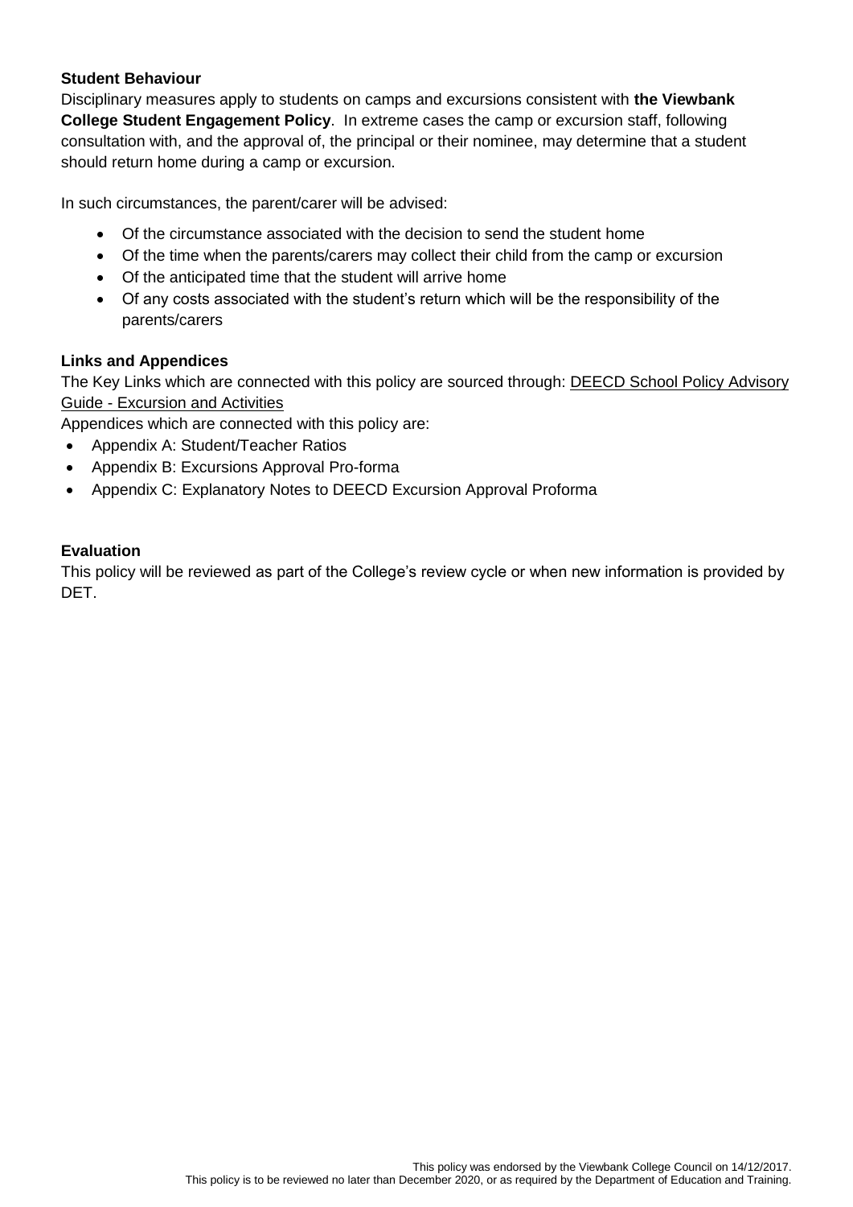**Student Behaviour**

Disciplinary measures apply to students on camps and excursions consistent with **the Viewbank College Student Engagement Policy**. In extreme cases the camp or excursion staff, following consultation with, and the approval of, the principal or their nominee, may determine that a student should return home during a camp or excursion.

In such circumstances, the parent/carer will be advised:

- Of the circumstance associated with the decision to send the student home
- Of the time when the parents/carers may collect their child from the camp or excursion
- Of the anticipated time that the student will arrive home
- Of any costs associated with the student's return which will be the responsibility of the parents/carers

**Links and Appendices**

The Key Links which are connected with this policy are sourced through: DEECD School Policy Advisory Guide - Excursion and Activities

Appendices which are connected with this policy are:

- Appendix A: Student/Teacher Ratios
- Appendix B: Excursions Approval Pro-forma
- Appendix C: Explanatory Notes to DEECD Excursion Approval Proforma

**Evaluation**

This policy will be reviewed as part of the College's review cycle or when new information is provided by DET.

This policy was endorsed by the Viewbank College Council on 14/12/2017.
This policy is to be reviewed no later than December 2020, or as required by the Department of Education and Training.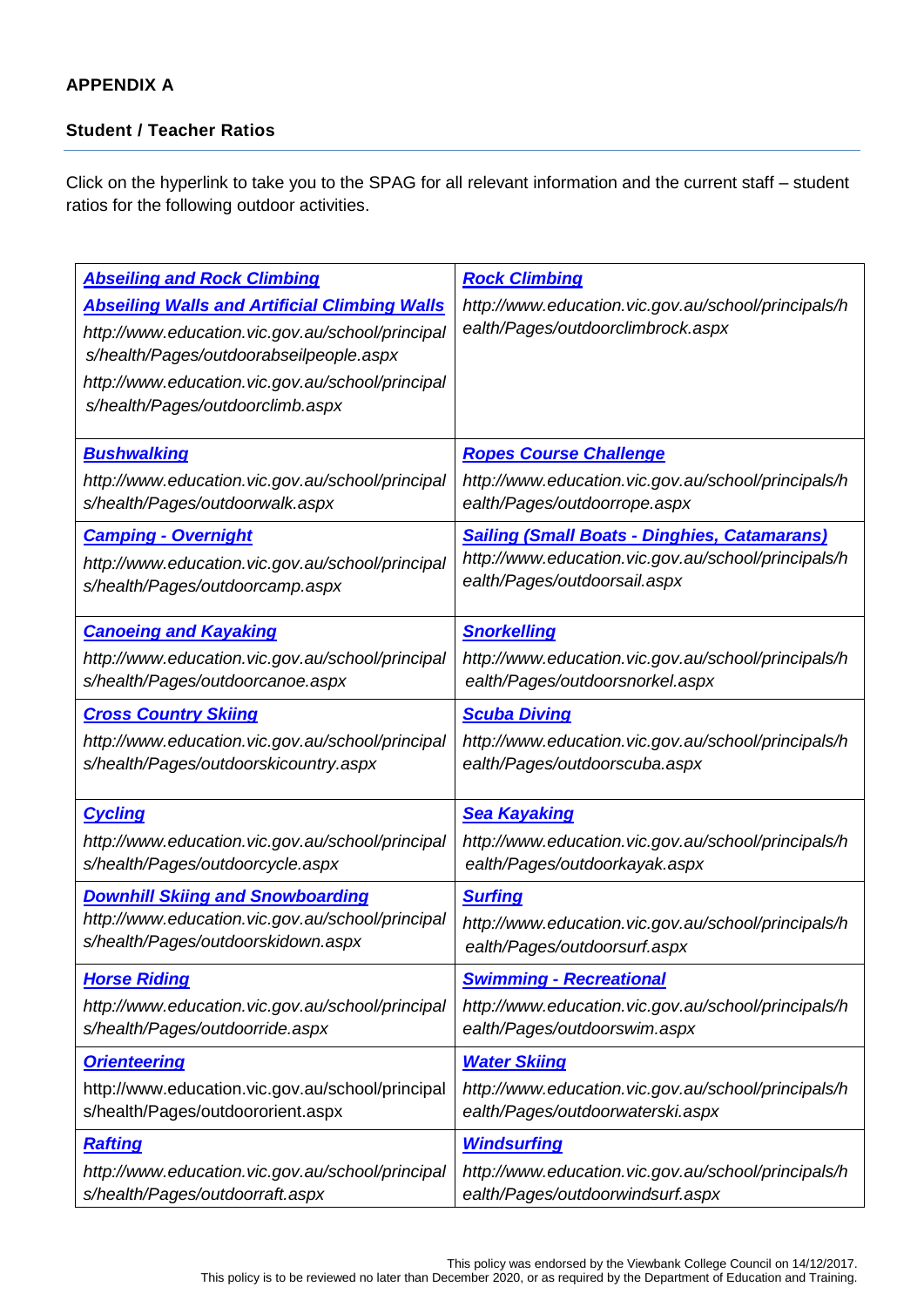**APPENDIX A**

**Student / Teacher Ratios**

Click on the hyperlink to take you to the SPAG for all relevant information and the current staff – student ratios for the following outdoor activities.

| | |
|---|---|
| ***Abseiling and Rock Climbing***<br>***Abseiling Walls and Artificial Climbing Walls***<br>*http://www.education.vic.gov.au/school/principals/health/Pages/outdoorabseilpeople.aspx*<br>*http://www.education.vic.gov.au/school/principals/health/Pages/outdoorclimb.aspx* | ***Rock Climbing***<br>*http://www.education.vic.gov.au/school/principals/health/Pages/outdoorclimbrock.aspx* |
| ***Bushwalking***<br>*http://www.education.vic.gov.au/school/principals/health/Pages/outdoorwalk.aspx* | ***Ropes Course Challenge***<br>*http://www.education.vic.gov.au/school/principals/health/Pages/outdoorrope.aspx* |
| ***Camping - Overnight***<br>*http://www.education.vic.gov.au/school/principals/health/Pages/outdoorcamp.aspx* | ***Sailing (Small Boats - Dinghies, Catamarans)***<br>*http://www.education.vic.gov.au/school/principals/health/Pages/outdoorsail.aspx* |
| ***Canoeing and Kayaking***<br>*http://www.education.vic.gov.au/school/principals/health/Pages/outdoorcanoe.aspx* | ***Snorkelling***<br>*http://www.education.vic.gov.au/school/principals/health/Pages/outdoorsnorkel.aspx* |
| ***Cross Country Skiing***<br>*http://www.education.vic.gov.au/school/principals/health/Pages/outdoorskicountry.aspx* | ***Scuba Diving***<br>*http://www.education.vic.gov.au/school/principals/health/Pages/outdoorscuba.aspx* |
| ***Cycling***<br>*http://www.education.vic.gov.au/school/principals/health/Pages/outdoorcycle.aspx* | ***Sea Kayaking***<br>*http://www.education.vic.gov.au/school/principals/health/Pages/outdoorkayak.aspx* |
| ***Downhill Skiing and Snowboarding***<br>*http://www.education.vic.gov.au/school/principals/health/Pages/outdoorskidown.aspx* | ***Surfing***<br>*http://www.education.vic.gov.au/school/principals/health/Pages/outdoorsurf.aspx* |
| ***Horse Riding***<br>*http://www.education.vic.gov.au/school/principals/health/Pages/outdoorride.aspx* | ***Swimming - Recreational***<br>*http://www.education.vic.gov.au/school/principals/health/Pages/outdoorswim.aspx* |
| ***Orienteering***<br>http://www.education.vic.gov.au/school/principals/health/Pages/outdoororient.aspx | ***Water Skiing***<br>*http://www.education.vic.gov.au/school/principals/health/Pages/outdoorwaterski.aspx* |
| ***Rafting***<br>*http://www.education.vic.gov.au/school/principals/health/Pages/outdoorraft.aspx* | ***Windsurfing***<br>*http://www.education.vic.gov.au/school/principals/health/Pages/outdoorwindsurf.aspx* |

This policy was endorsed by the Viewbank College Council on 14/12/2017.
This policy is to be reviewed no later than December 2020, or as required by the Department of Education and Training.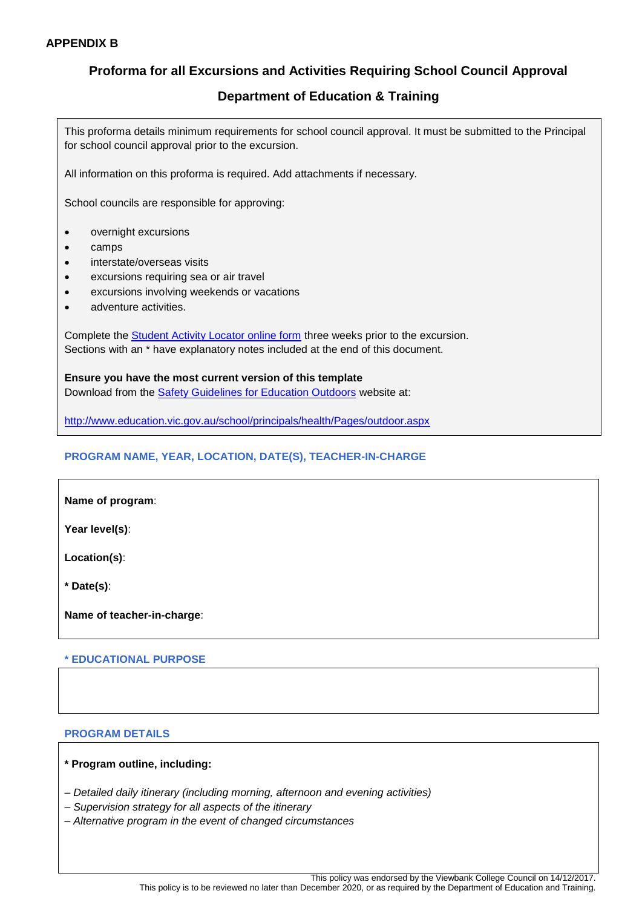**APPENDIX B**

## Proforma for all Excursions and Activities Requiring School Council Approval

## Department of Education & Training

This proforma details minimum requirements for school council approval. It must be submitted to the Principal for school council approval prior to the excursion.

All information on this proforma is required. Add attachments if necessary.

School councils are responsible for approving:

- overnight excursions
- camps
- interstate/overseas visits
- excursions requiring sea or air travel
- excursions involving weekends or vacations
- adventure activities.

Complete the Student Activity Locator online form three weeks prior to the excursion.
Sections with an * have explanatory notes included at the end of this document.

**Ensure you have the most current version of this template**
Download from the Safety Guidelines for Education Outdoors website at:

http://www.education.vic.gov.au/school/principals/health/Pages/outdoor.aspx

### PROGRAM NAME, YEAR, LOCATION, DATE(S), TEACHER-IN-CHARGE

**Name of program**:

**Year level(s)**:

**Location(s)**:

**\* Date(s)**:

**Name of teacher-in-charge**:

### * EDUCATIONAL PURPOSE

### PROGRAM DETAILS

**\* Program outline, including:**

*– Detailed daily itinerary (including morning, afternoon and evening activities)*
*– Supervision strategy for all aspects of the itinerary*
*– Alternative program in the event of changed circumstances*

This policy was endorsed by the Viewbank College Council on 14/12/2017.
This policy is to be reviewed no later than December 2020, or as required by the Department of Education and Training.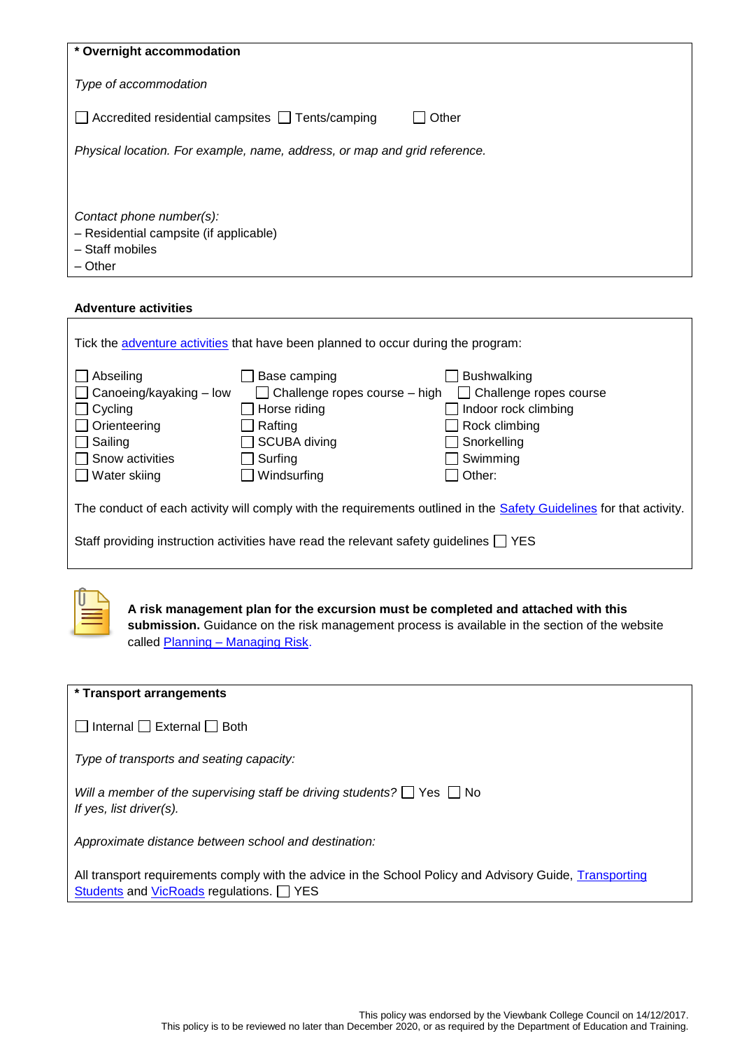**\* Overnight accommodation**

*Type of accommodation*

☐ Accredited residential campsites ☐ Tents/camping ☐ Other

*Physical location. For example, name, address, or map and grid reference.*

*Contact phone number(s):*
– Residential campsite (if applicable)
– Staff mobiles
– Other

**Adventure activities**

Tick the adventure activities that have been planned to occur during the program:

| | | |
|---|---|---|
| ☐ Abseiling | ☐ Base camping | ☐ Bushwalking |
| ☐ Canoeing/kayaking – low | ☐ Challenge ropes course – high | ☐ Challenge ropes course |
| ☐ Cycling | ☐ Horse riding | ☐ Indoor rock climbing |
| ☐ Orienteering | ☐ Rafting | ☐ Rock climbing |
| ☐ Sailing | ☐ SCUBA diving | ☐ Snorkelling |
| ☐ Snow activities | ☐ Surfing | ☐ Swimming |
| ☐ Water skiing | ☐ Windsurfing | ☐ Other: |

The conduct of each activity will comply with the requirements outlined in the Safety Guidelines for that activity.

Staff providing instruction activities have read the relevant safety guidelines ☐ YES

**A risk management plan for the excursion must be completed and attached with this submission.** Guidance on the risk management process is available in the section of the website called Planning – Managing Risk.

**\* Transport arrangements**

☐ Internal ☐ External ☐ Both

*Type of transports and seating capacity:*

*Will a member of the supervising staff be driving students?* ☐ Yes ☐ No
*If yes, list driver(s).*

*Approximate distance between school and destination:*

All transport requirements comply with the advice in the School Policy and Advisory Guide, Transporting Students and VicRoads regulations. ☐ YES

This policy was endorsed by the Viewbank College Council on 14/12/2017.
This policy is to be reviewed no later than December 2020, or as required by the Department of Education and Training.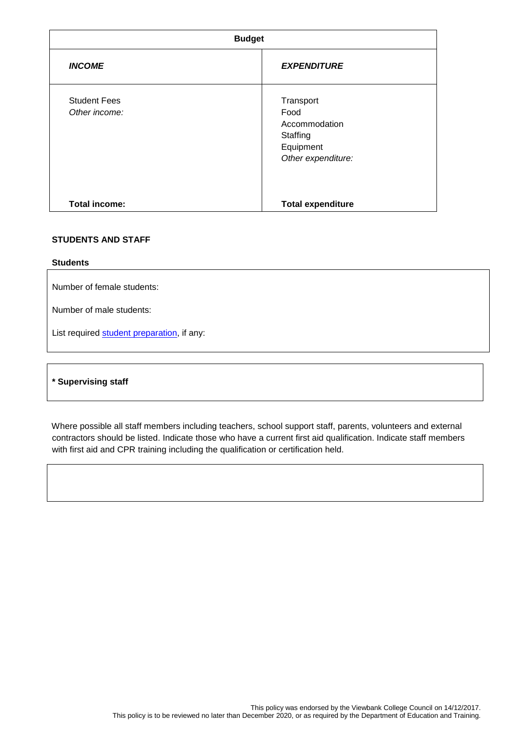| Budget | |
|---|---|
| ***INCOME*** | ***EXPENDITURE*** |
| Student Fees<br>*Other income:* | Transport<br>Food<br>Accommodation<br>Staffing<br>Equipment<br>*Other expenditure:* |
| **Total income:** | **Total expenditure** |

**STUDENTS AND STAFF**

**Students**

Number of female students:

Number of male students:

List required [student preparation], if any:

**\* Supervising staff**

Where possible all staff members including teachers, school support staff, parents, volunteers and external contractors should be listed. Indicate those who have a current first aid qualification. Indicate staff members with first aid and CPR training including the qualification or certification held.

This policy was endorsed by the Viewbank College Council on 14/12/2017.
This policy is to be reviewed no later than December 2020, or as required by the Department of Education and Training.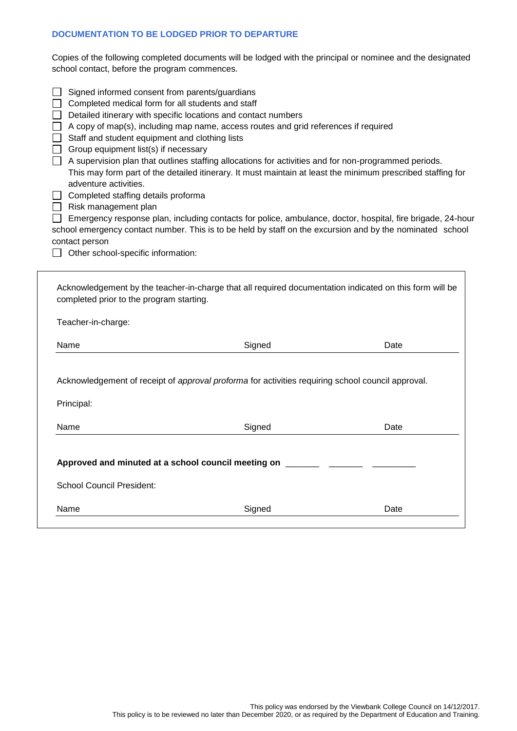## DOCUMENTATION TO BE LODGED PRIOR TO DEPARTURE

Copies of the following completed documents will be lodged with the principal or nominee and the designated school contact, before the program commences.

- ☐ Signed informed consent from parents/guardians
- ☐ Completed medical form for all students and staff
- ☐ Detailed itinerary with specific locations and contact numbers
- ☐ A copy of map(s), including map name, access routes and grid references if required
- ☐ Staff and student equipment and clothing lists
- ☐ Group equipment list(s) if necessary
- ☐ A supervision plan that outlines staffing allocations for activities and for non-programmed periods. This may form part of the detailed itinerary. It must maintain at least the minimum prescribed staffing for adventure activities.
- ☐ Completed staffing details proforma
- ☐ Risk management plan
- ☐ Emergency response plan, including contacts for police, ambulance, doctor, hospital, fire brigade, 24-hour school emergency contact number. This is to be held by staff on the excursion and by the nominated school contact person
- ☐ Other school-specific information:

---

Acknowledgement by the teacher-in-charge that all required documentation indicated on this form will be completed prior to the program starting.

Teacher-in-charge:

| Name | Signed | Date |
|---|---|---|
| | | |

Acknowledgement of receipt of *approval proforma* for activities requiring school council approval.

Principal:

| Name | Signed | Date |
|---|---|---|
| | | |

**Approved and minuted at a school council meeting on** _______ _______ _________

School Council President:

| Name | Signed | Date |
|---|---|---|
| | | |

This policy was endorsed by the Viewbank College Council on 14/12/2017.
This policy is to be reviewed no later than December 2020, or as required by the Department of Education and Training.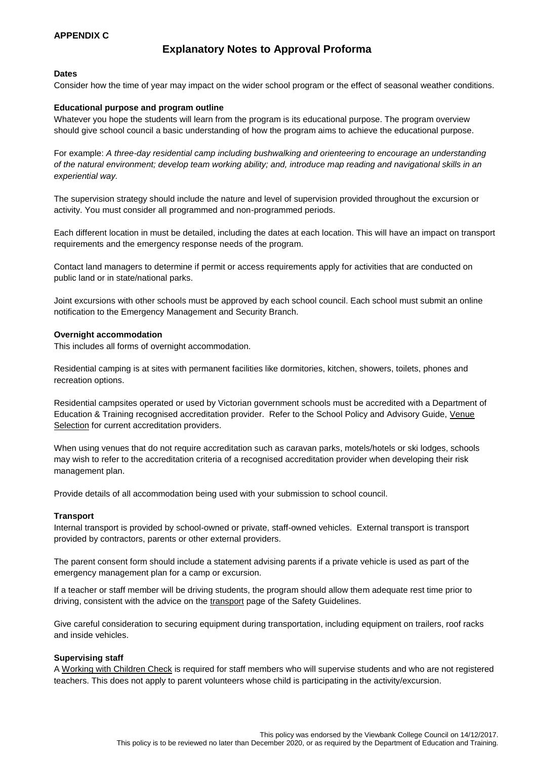**APPENDIX C**

# Explanatory Notes to Approval Proforma

**Dates**

Consider how the time of year may impact on the wider school program or the effect of seasonal weather conditions.

**Educational purpose and program outline**

Whatever you hope the students will learn from the program is its educational purpose. The program overview should give school council a basic understanding of how the program aims to achieve the educational purpose.

For example: *A three-day residential camp including bushwalking and orienteering to encourage an understanding of the natural environment; develop team working ability; and, introduce map reading and navigational skills in an experiential way.*

The supervision strategy should include the nature and level of supervision provided throughout the excursion or activity. You must consider all programmed and non-programmed periods.

Each different location in must be detailed, including the dates at each location. This will have an impact on transport requirements and the emergency response needs of the program.

Contact land managers to determine if permit or access requirements apply for activities that are conducted on public land or in state/national parks.

Joint excursions with other schools must be approved by each school council. Each school must submit an online notification to the Emergency Management and Security Branch.

**Overnight accommodation**

This includes all forms of overnight accommodation.

Residential camping is at sites with permanent facilities like dormitories, kitchen, showers, toilets, phones and recreation options.

Residential campsites operated or used by Victorian government schools must be accredited with a Department of Education & Training recognised accreditation provider. Refer to the School Policy and Advisory Guide, Venue Selection for current accreditation providers.

When using venues that do not require accreditation such as caravan parks, motels/hotels or ski lodges, schools may wish to refer to the accreditation criteria of a recognised accreditation provider when developing their risk management plan.

Provide details of all accommodation being used with your submission to school council.

**Transport**

Internal transport is provided by school-owned or private, staff-owned vehicles. External transport is transport provided by contractors, parents or other external providers.

The parent consent form should include a statement advising parents if a private vehicle is used as part of the emergency management plan for a camp or excursion.

If a teacher or staff member will be driving students, the program should allow them adequate rest time prior to driving, consistent with the advice on the transport page of the Safety Guidelines.

Give careful consideration to securing equipment during transportation, including equipment on trailers, roof racks and inside vehicles.

**Supervising staff**

A Working with Children Check is required for staff members who will supervise students and who are not registered teachers. This does not apply to parent volunteers whose child is participating in the activity/excursion.

This policy was endorsed by the Viewbank College Council on 14/12/2017.
This policy is to be reviewed no later than December 2020, or as required by the Department of Education and Training.